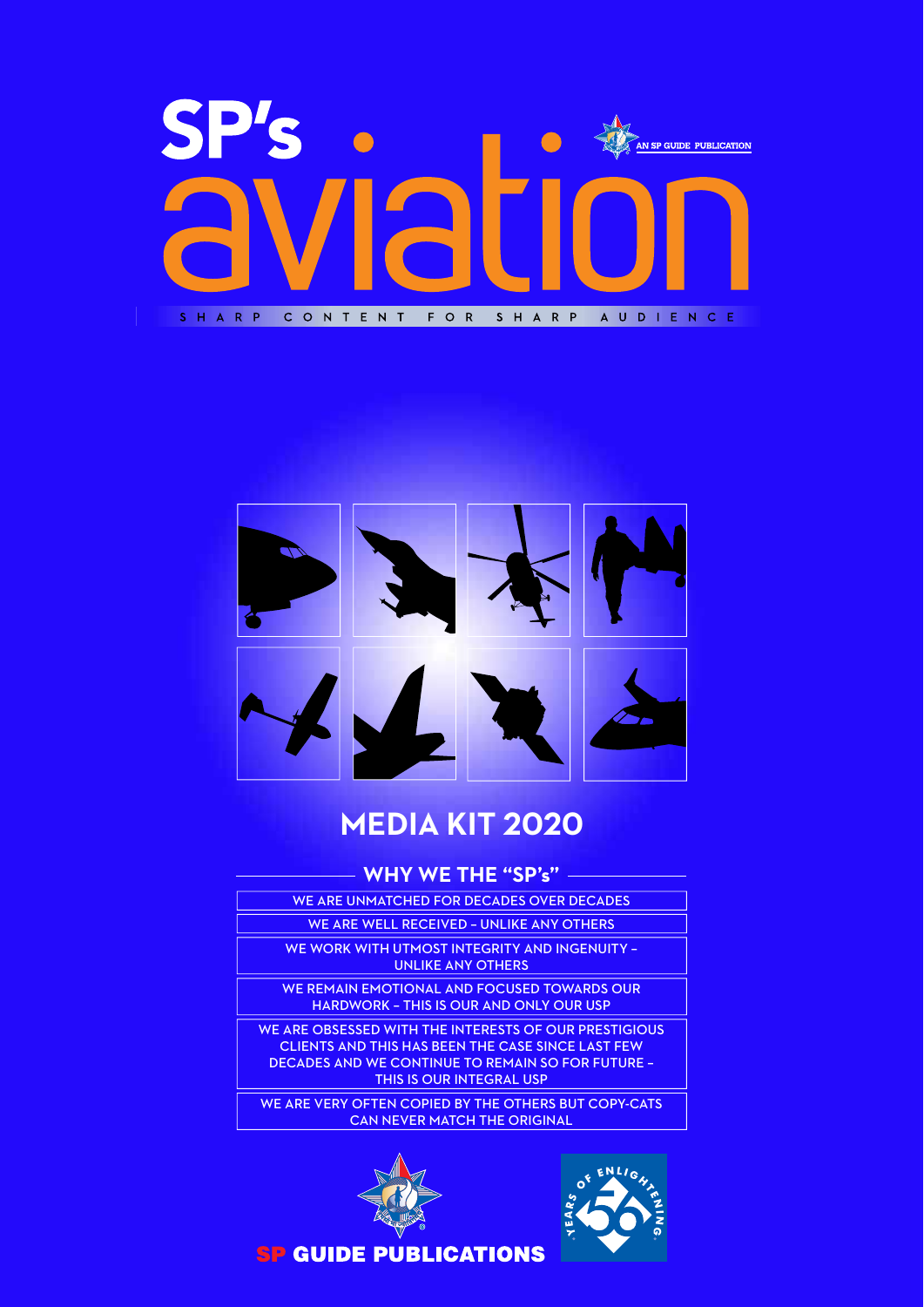# SP's aviation

AN SP GUIDE PUBLICATION

SHARP CONTENT FOR SHARP AUDIENCE

## MEDIA KIT 2020

### WHY WE THE "SP's"

- WE ARE UNMATCHED FOR DECADES OVER DECADES
- WE ARE WELL RECEIVED – UNLIKE ANY OTHERS
- WE WORK WITH UTMOST INTEGRITY AND INGENUITY – UNLIKE ANY OTHERS
- WE REMAIN EMOTIONAL AND FOCUSED TOWARDS OUR HARDWORK – THIS IS OUR AND ONLY OUR USP
- WE ARE OBSESSED WITH THE INTERESTS OF OUR PRESTIGIOUS CLIENTS AND THIS HAS BEEN THE CASE SINCE LAST FEW DECADES AND WE CONTINUE TO REMAIN SO FOR FUTURE – THIS IS OUR INTEGRAL USP
- WE ARE VERY OFTEN COPIED BY THE OTHERS BUT COPY-CATS CAN NEVER MATCH THE ORIGINAL

SP GUIDE PUBLICATIONS

56 YEARS OF ENLIGHTENING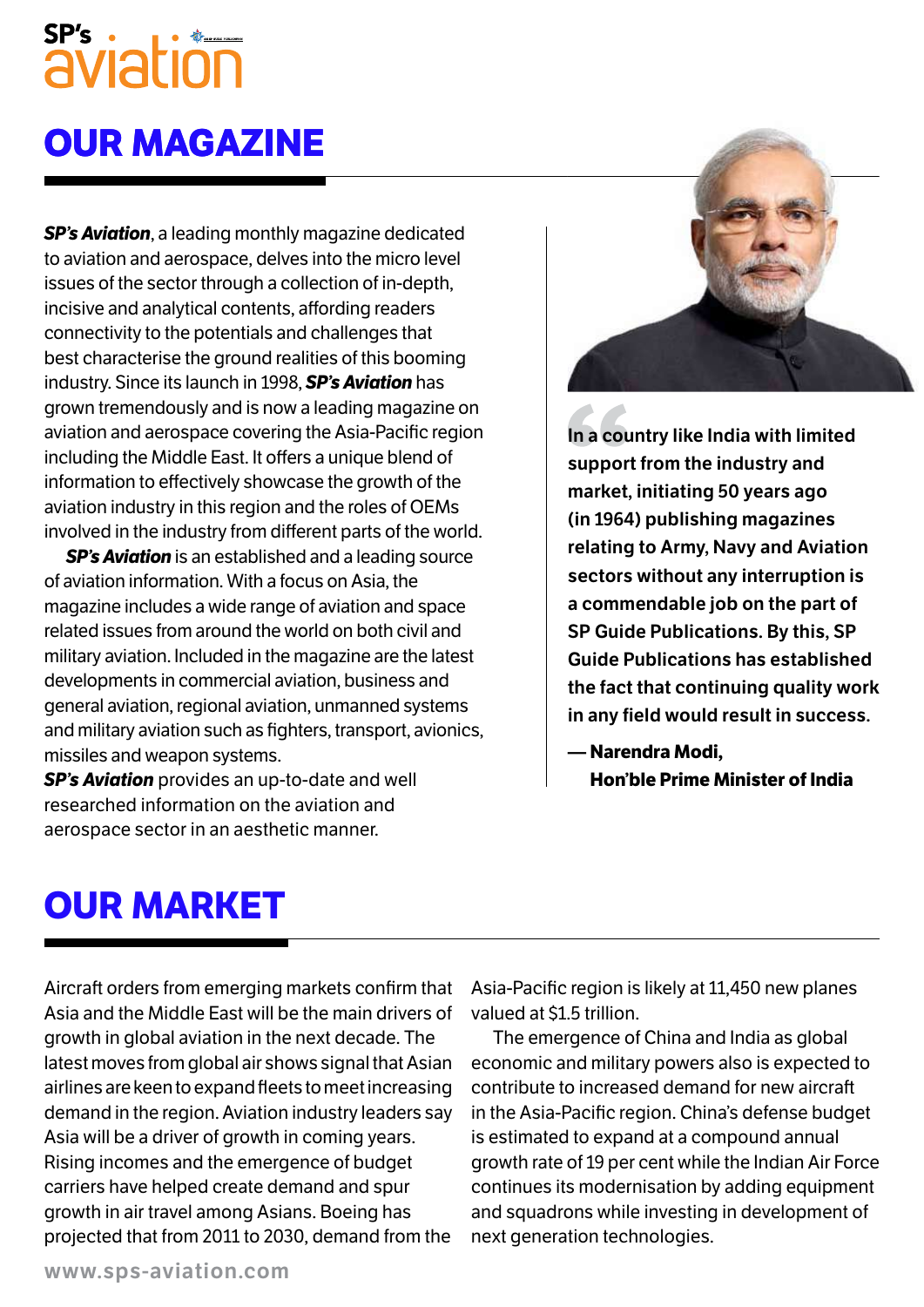SP's aviation

# OUR MAGAZINE

***SP's Aviation***, a leading monthly magazine dedicated to aviation and aerospace, delves into the micro level issues of the sector through a collection of in-depth, incisive and analytical contents, affording readers connectivity to the potentials and challenges that best characterise the ground realities of this booming industry. Since its launch in 1998, ***SP's Aviation*** has grown tremendously and is now a leading magazine on aviation and aerospace covering the Asia-Pacific region including the Middle East. It offers a unique blend of information to effectively showcase the growth of the aviation industry in this region and the roles of OEMs involved in the industry from different parts of the world.

***SP's Aviation*** is an established and a leading source of aviation information. With a focus on Asia, the magazine includes a wide range of aviation and space related issues from around the world on both civil and military aviation. Included in the magazine are the latest developments in commercial aviation, business and general aviation, regional aviation, unmanned systems and military aviation such as fighters, transport, avionics, missiles and weapon systems.

***SP's Aviation*** provides an up-to-date and well researched information on the aviation and aerospace sector in an aesthetic manner.

> **In a country like India with limited support from the industry and market, initiating 50 years ago (in 1964) publishing magazines relating to Army, Navy and Aviation sectors without any interruption is a commendable job on the part of SP Guide Publications. By this, SP Guide Publications has established the fact that continuing quality work in any field would result in success.**
>
> **— Narendra Modi,**
> **Hon'ble Prime Minister of India**

# OUR MARKET

Aircraft orders from emerging markets confirm that Asia and the Middle East will be the main drivers of growth in global aviation in the next decade. The latest moves from global air shows signal that Asian airlines are keen to expand fleets to meet increasing demand in the region. Aviation industry leaders say Asia will be a driver of growth in coming years. Rising incomes and the emergence of budget carriers have helped create demand and spur growth in air travel among Asians. Boeing has projected that from 2011 to 2030, demand from the Asia-Pacific region is likely at 11,450 new planes valued at $1.5 trillion.

The emergence of China and India as global economic and military powers also is expected to contribute to increased demand for new aircraft in the Asia-Pacific region. China's defense budget is estimated to expand at a compound annual growth rate of 19 per cent while the Indian Air Force continues its modernisation by adding equipment and squadrons while investing in development of next generation technologies.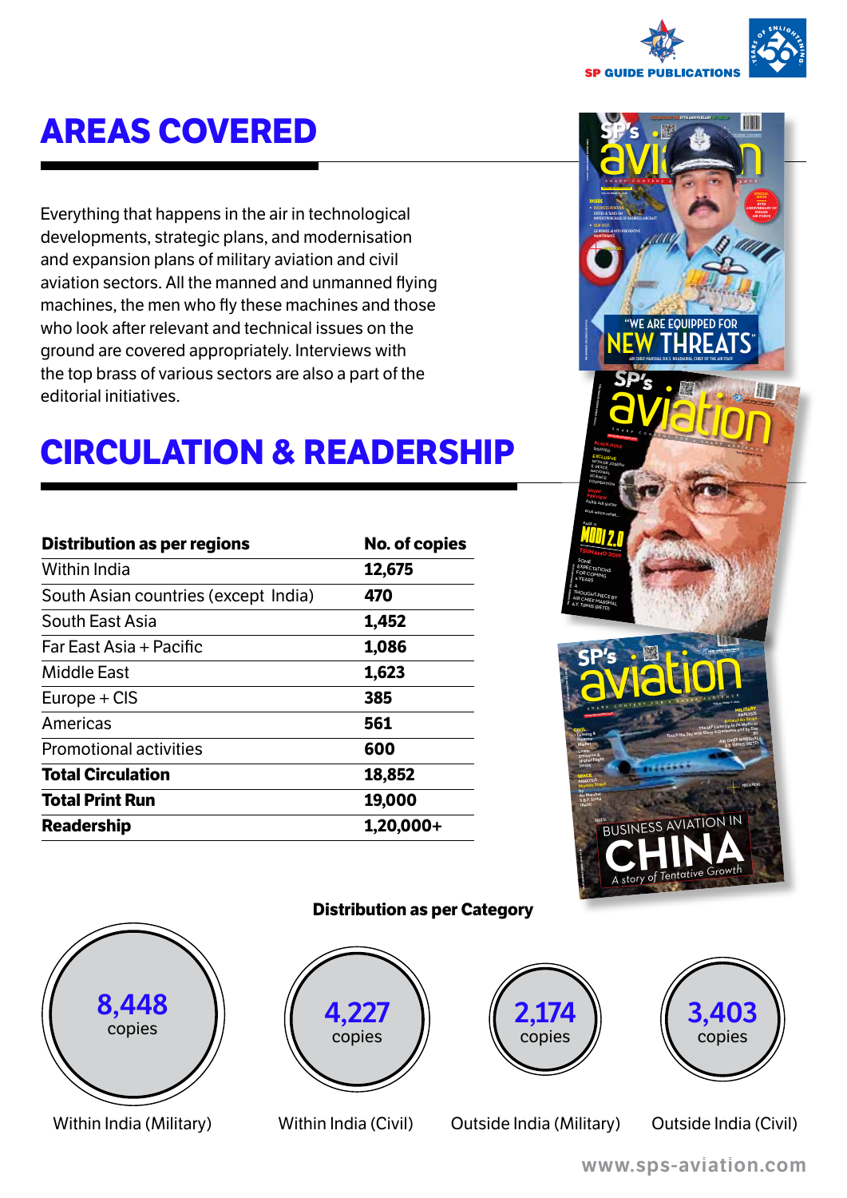## AREAS COVERED

Everything that happens in the air in technological developments, strategic plans, and modernisation and expansion plans of military aviation and civil aviation sectors. All the manned and unmanned flying machines, the men who fly these machines and those who look after relevant and technical issues on the ground are covered appropriately. Interviews with the top brass of various sectors are also a part of the editorial initiatives.

## CIRCULATION & READERSHIP

| Distribution as per regions | No. of copies |
|---|---|
| Within India | 12,675 |
| South Asian countries (except India) | 470 |
| South East Asia | 1,452 |
| Far East Asia + Pacific | 1,086 |
| Middle East | 1,623 |
| Europe + CIS | 385 |
| Americas | 561 |
| Promotional activities | 600 |
| **Total Circulation** | **18,852** |
| **Total Print Run** | **19,000** |
| **Readership** | **1,20,000+** |

**Distribution as per Category**

| Category | Copies |
|---|---|
| Within India (Military) | 8,448 copies |
| Within India (Civil) | 4,227 copies |
| Outside India (Military) | 2,174 copies |
| Outside India (Civil) | 3,403 copies |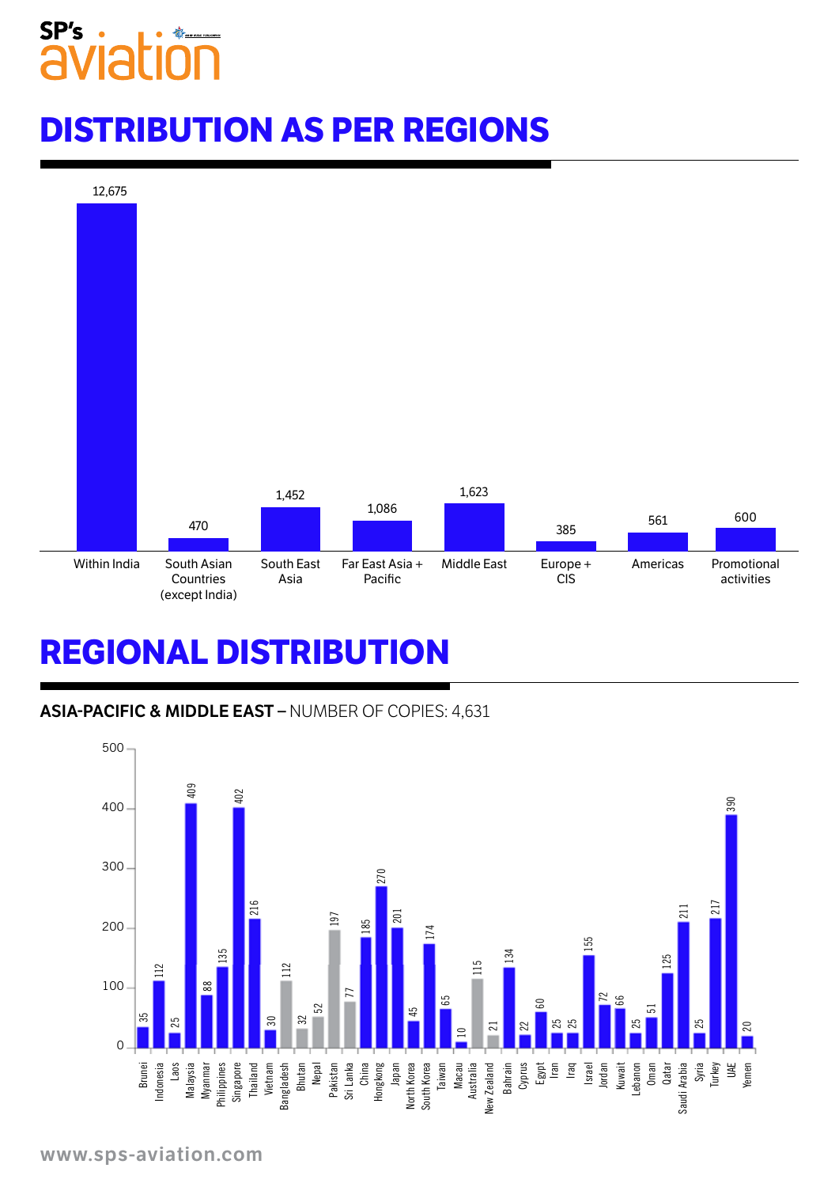# DISTRIBUTION AS PER REGIONS

| Region | Copies |
|---|---|
| Within India | 12,675 |
| South Asian Countries (except India) | 470 |
| South East Asia | 1,452 |
| Far East Asia + Pacific | 1,086 |
| Middle East | 1,623 |
| Europe + CIS | 385 |
| Americas | 561 |
| Promotional activities | 600 |

# REGIONAL DISTRIBUTION

**ASIA-PACIFIC & MIDDLE EAST –** NUMBER OF COPIES: 4,631

| Country | Copies |
|---|---|
| Brunei | 35 |
| Indonesia | 112 |
| Laos | 25 |
| Malaysia | 409 |
| Myanmar | 88 |
| Philippines | 135 |
| Singapore | 402 |
| Thailand | 216 |
| Vietnam | 30 |
| Bangladesh | 112 |
| Bhutan | 32 |
| Nepal | 52 |
| Pakistan | 197 |
| Sri Lanka | 77 |
| China | 185 |
| Hongkong | 270 |
| Japan | 201 |
| North Korea | 45 |
| South Korea | 174 |
| Taiwan | 65 |
| Macau | 10 |
| Australia | 115 |
| New Zealand | 21 |
| Bahrain | 134 |
| Cyprus | 22 |
| Egypt | 60 |
| Iran | 25 |
| Iraq | 25 |
| Israel | 155 |
| Jordan | 72 |
| Kuwait | 66 |
| Lebanon | 25 |
| Oman | 51 |
| Qatar | 125 |
| Saudi Arabia | 211 |
| Syria | 25 |
| Turkey | 217 |
| UAE | 390 |
| Yemen | 20 |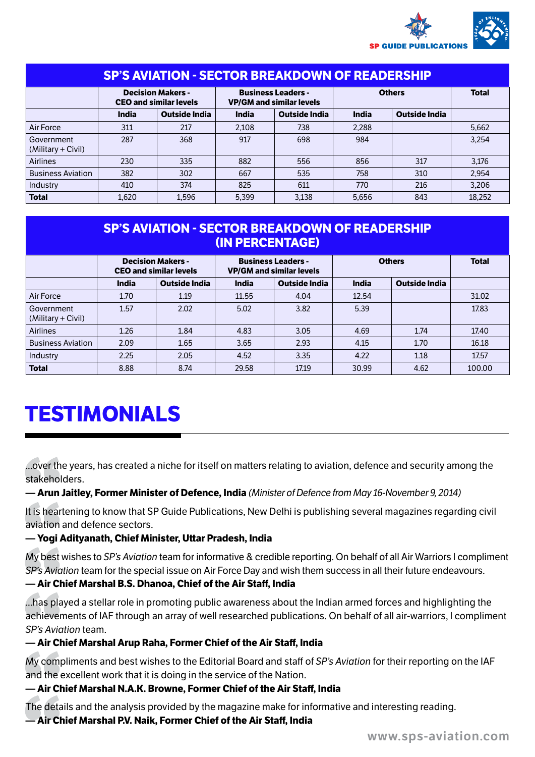## SP'S AVIATION - SECTOR BREAKDOWN OF READERSHIP

| | Decision Makers - CEO and similar levels | | Business Leaders - VP/GM and similar levels | | Others | | Total |
|---|---|---|---|---|---|---|---|
| | India | Outside India | India | Outside India | India | Outside India | |
| Air Force | 311 | 217 | 2,108 | 738 | 2,288 | | 5,662 |
| Government (Military + Civil) | 287 | 368 | 917 | 698 | 984 | | 3,254 |
| Airlines | 230 | 335 | 882 | 556 | 856 | 317 | 3,176 |
| Business Aviation | 382 | 302 | 667 | 535 | 758 | 310 | 2,954 |
| Industry | 410 | 374 | 825 | 611 | 770 | 216 | 3,206 |
| **Total** | 1,620 | 1,596 | 5,399 | 3,138 | 5,656 | 843 | 18,252 |

## SP'S AVIATION - SECTOR BREAKDOWN OF READERSHIP (IN PERCENTAGE)

| | Decision Makers - CEO and similar levels | | Business Leaders - VP/GM and similar levels | | Others | | Total |
|---|---|---|---|---|---|---|---|
| | India | Outside India | India | Outside India | India | Outside India | |
| Air Force | 1.70 | 1.19 | 11.55 | 4.04 | 12.54 | | 31.02 |
| Government (Military + Civil) | 1.57 | 2.02 | 5.02 | 3.82 | 5.39 | | 17.83 |
| Airlines | 1.26 | 1.84 | 4.83 | 3.05 | 4.69 | 1.74 | 17.40 |
| Business Aviation | 2.09 | 1.65 | 3.65 | 2.93 | 4.15 | 1.70 | 16.18 |
| Industry | 2.25 | 2.05 | 4.52 | 3.35 | 4.22 | 1.18 | 17.57 |
| **Total** | 8.88 | 8.74 | 29.58 | 17.19 | 30.99 | 4.62 | 100.00 |

# TESTIMONIALS

...over the years, has created a niche for itself on matters relating to aviation, defence and security among the stakeholders.

**— Arun Jaitley, Former Minister of Defence, India** *(Minister of Defence from May 16-November 9, 2014)*

It is heartening to know that SP Guide Publications, New Delhi is publishing several magazines regarding civil aviation and defence sectors.

**— Yogi Adityanath, Chief Minister, Uttar Pradesh, India**

My best wishes to *SP's Aviation* team for informative & credible reporting. On behalf of all Air Warriors I compliment *SP's Aviation* team for the special issue on Air Force Day and wish them success in all their future endeavours.

**— Air Chief Marshal B.S. Dhanoa, Chief of the Air Staff, India**

...has played a stellar role in promoting public awareness about the Indian armed forces and highlighting the achievements of IAF through an array of well researched publications. On behalf of all air-warriors, I compliment *SP's Aviation* team.

**— Air Chief Marshal Arup Raha, Former Chief of the Air Staff, India**

My compliments and best wishes to the Editorial Board and staff of *SP's Aviation* for their reporting on the IAF and the excellent work that it is doing in the service of the Nation.

**— Air Chief Marshal N.A.K. Browne, Former Chief of the Air Staff, India**

The details and the analysis provided by the magazine make for informative and interesting reading.

**— Air Chief Marshal P.V. Naik, Former Chief of the Air Staff, India**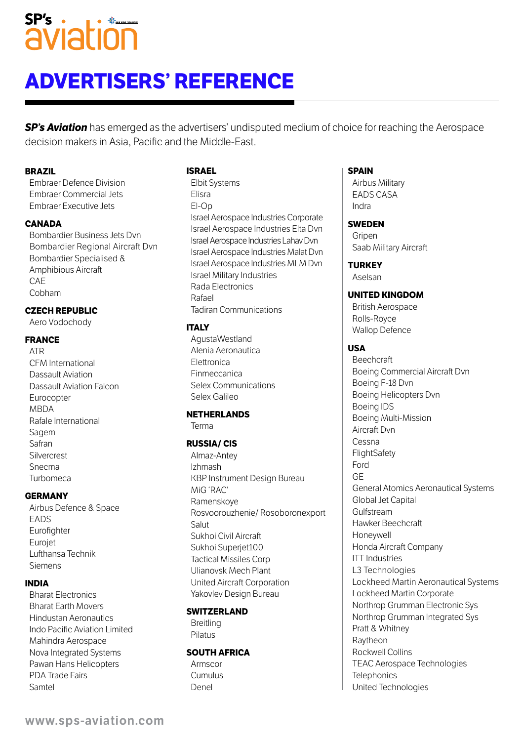# ADVERTISERS' REFERENCE

***SP's Aviation*** has emerged as the advertisers' undisputed medium of choice for reaching the Aerospace decision makers in Asia, Pacific and the Middle-East.

**BRAZIL**
- Embraer Defence Division
- Embraer Commercial Jets
- Embraer Executive Jets

**CANADA**
- Bombardier Business Jets Dvn
- Bombardier Regional Aircraft Dvn
- Bombardier Specialised & Amphibious Aircraft
- CAE
- Cobham

**CZECH REPUBLIC**
- Aero Vodochody

**FRANCE**
- ATR
- CFM International
- Dassault Aviation
- Dassault Aviation Falcon
- Eurocopter
- MBDA
- Rafale International
- Sagem
- Safran
- Silvercrest
- Snecma
- Turbomeca

**GERMANY**
- Airbus Defence & Space
- EADS
- Eurofighter
- Eurojet
- Lufthansa Technik
- Siemens

**INDIA**
- Bharat Electronics
- Bharat Earth Movers
- Hindustan Aeronautics
- Indo Pacific Aviation Limited
- Mahindra Aerospace
- Nova Integrated Systems
- Pawan Hans Helicopters
- PDA Trade Fairs
- Samtel

**ISRAEL**
- Elbit Systems
- Elisra
- El-Op
- Israel Aerospace Industries Corporate
- Israel Aerospace Industries Elta Dvn
- Israel Aerospace Industries Lahav Dvn
- Israel Aerospace Industries Malat Dvn
- Israel Aerospace Industries MLM Dvn
- Israel Military Industries
- Rada Electronics
- Rafael
- Tadiran Communications

**ITALY**
- AgustaWestland
- Alenia Aeronautica
- Elettronica
- Finmeccanica
- Selex Communications
- Selex Galileo

**NETHERLANDS**
- Terma

**RUSSIA/ CIS**
- Almaz-Antey
- Izhmash
- KBP Instrument Design Bureau
- MiG 'RAC'
- Ramenskoye
- Rosvoorouzhenie/ Rosoboronexport
- Salut
- Sukhoi Civil Aircraft
- Sukhoi Superjet100
- Tactical Missiles Corp
- Ulianovsk Mech Plant
- United Aircraft Corporation
- Yakovlev Design Bureau

**SWITZERLAND**
- Breitling
- Pilatus

**SOUTH AFRICA**
- Armscor
- Cumulus
- Denel

**SPAIN**
- Airbus Military
- EADS CASA
- Indra

**SWEDEN**
- Gripen
- Saab Military Aircraft

**TURKEY**
- Aselsan

**UNITED KINGDOM**
- British Aerospace
- Rolls-Royce
- Wallop Defence

**USA**
- Beechcraft
- Boeing Commercial Aircraft Dvn
- Boeing F-18 Dvn
- Boeing Helicopters Dvn
- Boeing IDS
- Boeing Multi-Mission Aircraft Dvn
- Cessna
- FlightSafety
- Ford
- GE
- General Atomics Aeronautical Systems
- Global Jet Capital
- Gulfstream
- Hawker Beechcraft
- Honeywell
- Honda Aircraft Company
- ITT Industries
- L3 Technologies
- Lockheed Martin Aeronautical Systems
- Lockheed Martin Corporate
- Northrop Grumman Electronic Sys
- Northrop Grumman Integrated Sys
- Pratt & Whitney
- Raytheon
- Rockwell Collins
- TEAC Aerospace Technologies
- Telephonics
- United Technologies

www.sps-aviation.com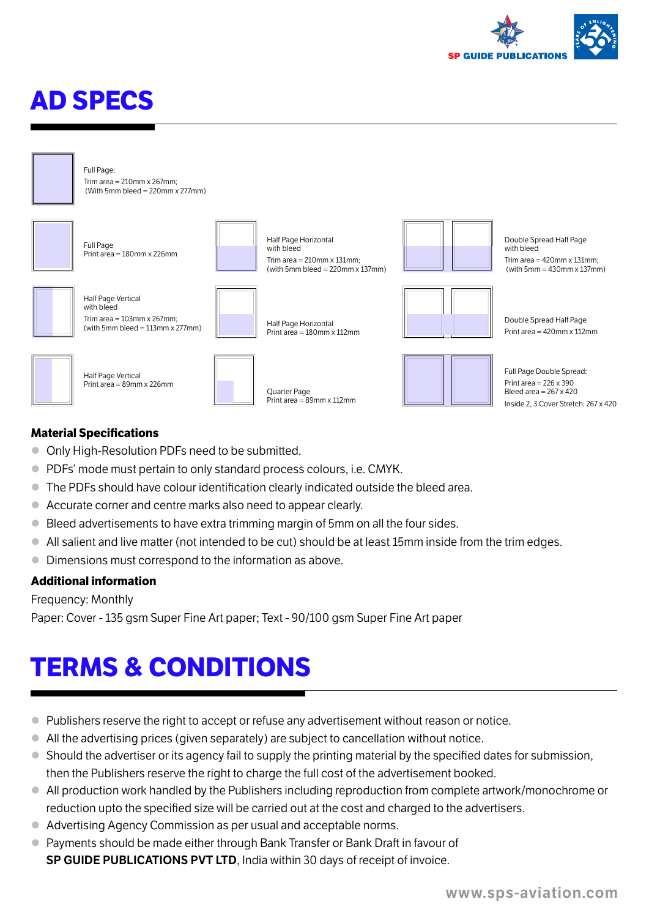# AD SPECS

Full Page:
Trim area = 210mm x 267mm;
(With 5mm bleed = 220mm x 277mm)

Full Page
Print area = 180mm x 226mm

Half Page Horizontal with bleed
Trim area = 210mm x 131mm;
(with 5mm bleed = 220mm x 137mm)

Double Spread Half Page with bleed
Trim area = 420mm x 131mm;
(with 5mm = 430mm x 137mm)

Half Page Vertical with bleed
Trim area = 103mm x 267mm;
(with 5mm bleed = 113mm x 277mm)

Half Page Horizontal
Print area = 180mm x 112mm

Double Spread Half Page
Print area = 420mm x 112mm

Half Page Vertical
Print area = 89mm x 226mm

Quarter Page
Print area = 89mm x 112mm

Full Page Double Spread:
Print area = 226 x 390
Bleed area = 267 x 420
Inside 2, 3 Cover Stretch: 267 x 420

### Material Specifications

- Only High-Resolution PDFs need to be submitted.
- PDFs' mode must pertain to only standard process colours, i.e. CMYK.
- The PDFs should have colour identification clearly indicated outside the bleed area.
- Accurate corner and centre marks also need to appear clearly.
- Bleed advertisements to have extra trimming margin of 5mm on all the four sides.
- All salient and live matter (not intended to be cut) should be at least 15mm inside from the trim edges.
- Dimensions must correspond to the information as above.

### Additional information

Frequency: Monthly

Paper: Cover - 135 gsm Super Fine Art paper; Text - 90/100 gsm Super Fine Art paper

# TERMS & CONDITIONS

- Publishers reserve the right to accept or refuse any advertisement without reason or notice.
- All the advertising prices (given separately) are subject to cancellation without notice.
- Should the advertiser or its agency fail to supply the printing material by the specified dates for submission, then the Publishers reserve the right to charge the full cost of the advertisement booked.
- All production work handled by the Publishers including reproduction from complete artwork/monochrome or reduction upto the specified size will be carried out at the cost and charged to the advertisers.
- Advertising Agency Commission as per usual and acceptable norms.
- Payments should be made either through Bank Transfer or Bank Draft in favour of **SP GUIDE PUBLICATIONS PVT LTD**, India within 30 days of receipt of invoice.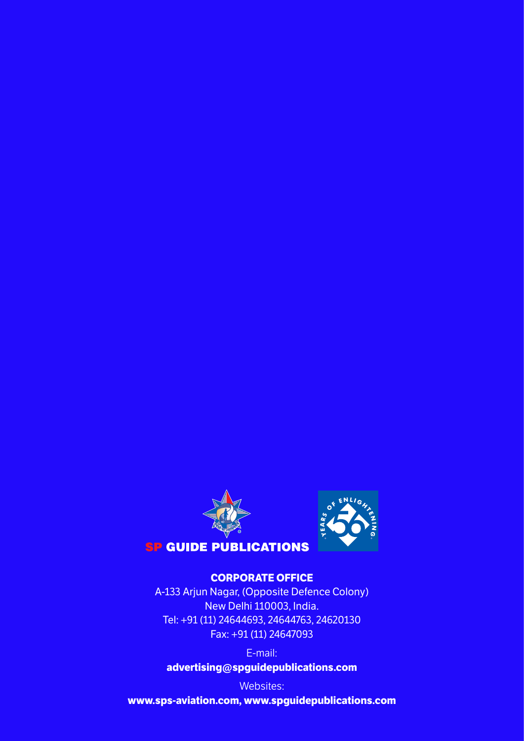**SP GUIDE PUBLICATIONS**

**CORPORATE OFFICE**

A-133 Arjun Nagar, (Opposite Defence Colony)
New Delhi 110003, India.
Tel: +91 (11) 24644693, 24644763, 24620130
Fax: +91 (11) 24647093

E-mail:
**advertising@spguidepublications.com**

Websites:
**www.sps-aviation.com, www.spguidepublications.com**